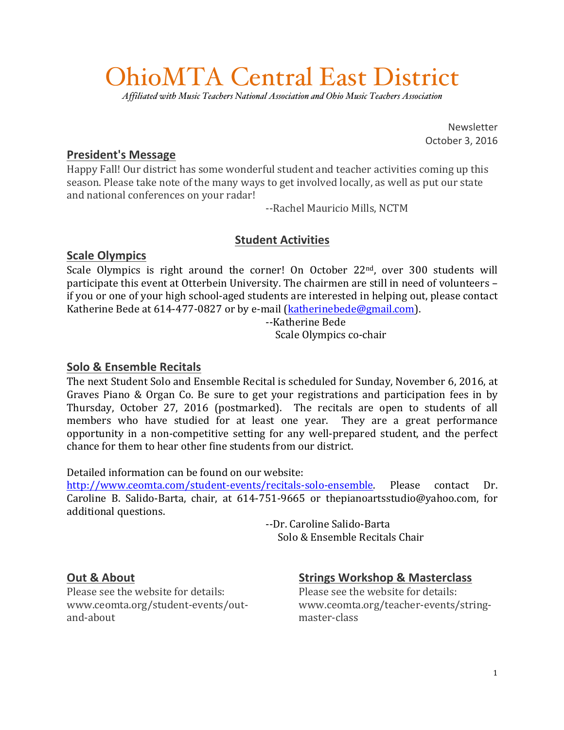# OhioMTA Central East District

*Affiliated with Music Teachers National Association and Ohio Music Teachers Association*

Newsletter
October 3, 2016

## President's Message

Happy Fall! Our district has some wonderful student and teacher activities coming up this season. Please take note of the many ways to get involved locally, as well as put our state and national conferences on your radar!

--Rachel Mauricio Mills, NCTM

## Student Activities

### Scale Olympics

Scale Olympics is right around the corner! On October 22nd, over 300 students will participate this event at Otterbein University. The chairmen are still in need of volunteers – if you or one of your high school-aged students are interested in helping out, please contact Katherine Bede at 614-477-0827 or by e-mail (katherinebede@gmail.com).

--Katherine Bede
Scale Olympics co-chair

### Solo & Ensemble Recitals

The next Student Solo and Ensemble Recital is scheduled for Sunday, November 6, 2016, at Graves Piano & Organ Co. Be sure to get your registrations and participation fees in by Thursday, October 27, 2016 (postmarked). The recitals are open to students of all members who have studied for at least one year. They are a great performance opportunity in a non-competitive setting for any well-prepared student, and the perfect chance for them to hear other fine students from our district.

Detailed information can be found on our website: http://www.ceomta.com/student-events/recitals-solo-ensemble. Please contact Dr. Caroline B. Salido-Barta, chair, at 614-751-9665 or thepianoartsstudio@yahoo.com, for additional questions.

--Dr. Caroline Salido-Barta
Solo & Ensemble Recitals Chair

### Out & About

Please see the website for details: www.ceomta.org/student-events/out-and-about

### Strings Workshop & Masterclass

Please see the website for details: www.ceomta.org/teacher-events/string-master-class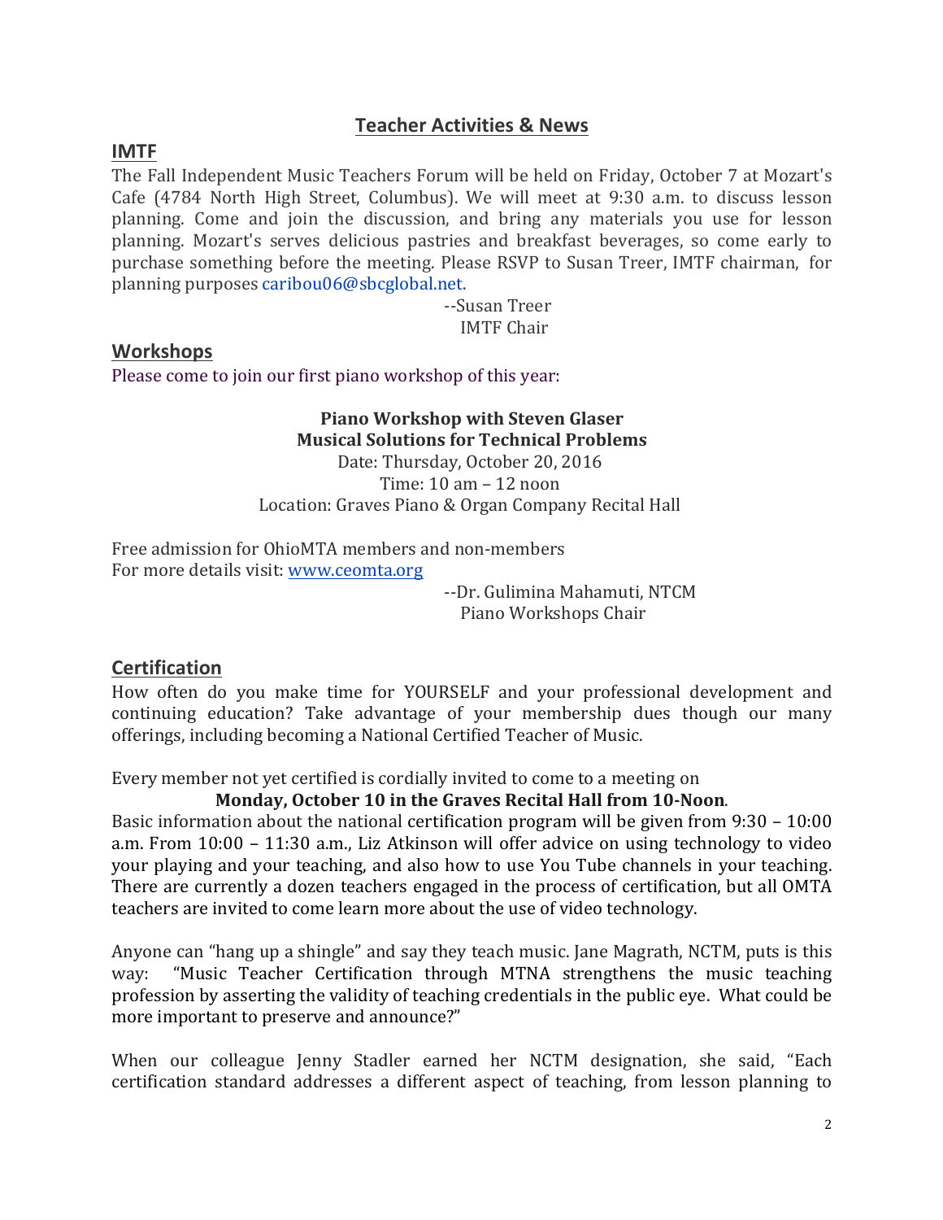# Teacher Activities & News

## IMTF

The Fall Independent Music Teachers Forum will be held on Friday, October 7 at Mozart's Cafe (4784 North High Street, Columbus). We will meet at 9:30 a.m. to discuss lesson planning. Come and join the discussion, and bring any materials you use for lesson planning. Mozart's serves delicious pastries and breakfast beverages, so come early to purchase something before the meeting. Please RSVP to Susan Treer, IMTF chairman, for planning purposes caribou06@sbcglobal.net.

--Susan Treer
IMTF Chair

## Workshops

Please come to join our first piano workshop of this year:

**Piano Workshop with Steven Glaser**
**Musical Solutions for Technical Problems**
Date: Thursday, October 20, 2016
Time: 10 am – 12 noon
Location: Graves Piano & Organ Company Recital Hall

Free admission for OhioMTA members and non-members
For more details visit: [www.ceomta.org](www.ceomta.org)

--Dr. Gulimina Mahamuti, NTCM
Piano Workshops Chair

## Certification

How often do you make time for YOURSELF and your professional development and continuing education? Take advantage of your membership dues though our many offerings, including becoming a National Certified Teacher of Music.

Every member not yet certified is cordially invited to come to a meeting on

**Monday, October 10 in the Graves Recital Hall from 10-Noon**.

Basic information about the national certification program will be given from 9:30 – 10:00 a.m. From 10:00 – 11:30 a.m., Liz Atkinson will offer advice on using technology to video your playing and your teaching, and also how to use You Tube channels in your teaching. There are currently a dozen teachers engaged in the process of certification, but all OMTA teachers are invited to come learn more about the use of video technology.

Anyone can "hang up a shingle" and say they teach music. Jane Magrath, NCTM, puts is this way: "Music Teacher Certification through MTNA strengthens the music teaching profession by asserting the validity of teaching credentials in the public eye. What could be more important to preserve and announce?"

When our colleague Jenny Stadler earned her NCTM designation, she said, "Each certification standard addresses a different aspect of teaching, from lesson planning to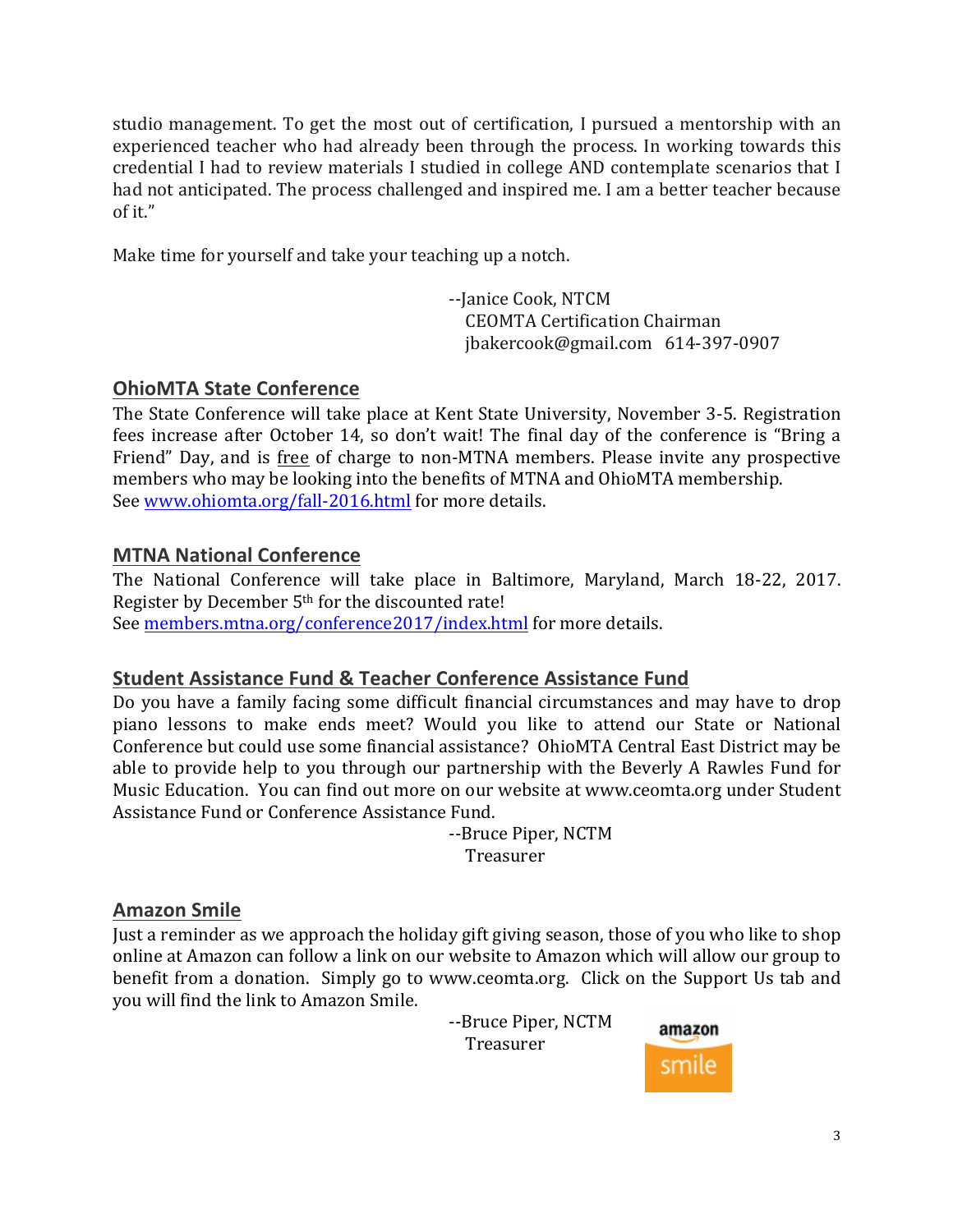studio management. To get the most out of certification, I pursued a mentorship with an experienced teacher who had already been through the process. In working towards this credential I had to review materials I studied in college AND contemplate scenarios that I had not anticipated. The process challenged and inspired me. I am a better teacher because of it."

Make time for yourself and take your teaching up a notch.

--Janice Cook, NTCM
CEOMTA Certification Chairman
jbakercook@gmail.com   614-397-0907

## OhioMTA State Conference

The State Conference will take place at Kent State University, November 3-5. Registration fees increase after October 14, so don't wait! The final day of the conference is "Bring a Friend" Day, and is free of charge to non-MTNA members. Please invite any prospective members who may be looking into the benefits of MTNA and OhioMTA membership.
See www.ohiomta.org/fall-2016.html for more details.

## MTNA National Conference

The National Conference will take place in Baltimore, Maryland, March 18-22, 2017. Register by December 5th for the discounted rate!
See members.mtna.org/conference2017/index.html for more details.

## Student Assistance Fund & Teacher Conference Assistance Fund

Do you have a family facing some difficult financial circumstances and may have to drop piano lessons to make ends meet? Would you like to attend our State or National Conference but could use some financial assistance? OhioMTA Central East District may be able to provide help to you through our partnership with the Beverly A Rawles Fund for Music Education. You can find out more on our website at www.ceomta.org under Student Assistance Fund or Conference Assistance Fund.

--Bruce Piper, NCTM
Treasurer

## Amazon Smile

Just a reminder as we approach the holiday gift giving season, those of you who like to shop online at Amazon can follow a link on our website to Amazon which will allow our group to benefit from a donation. Simply go to www.ceomta.org. Click on the Support Us tab and you will find the link to Amazon Smile.

--Bruce Piper, NCTM
Treasurer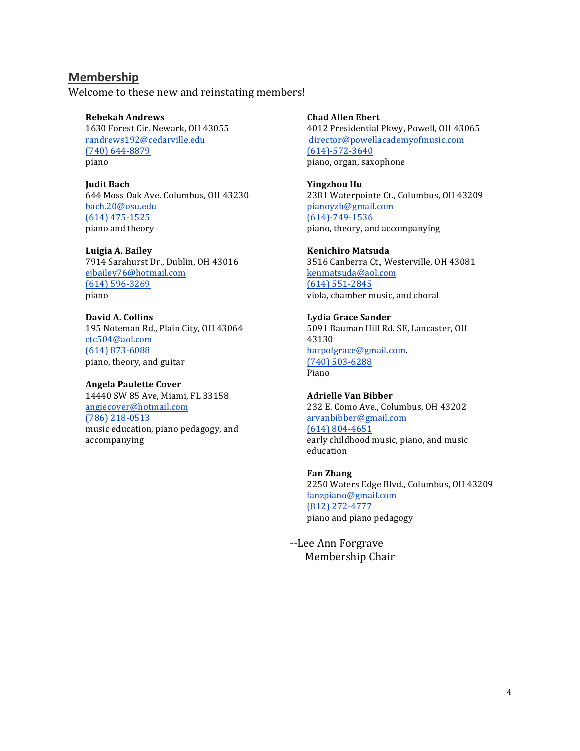## Membership

Welcome to these new and reinstating members!

**Rebekah Andrews**
1630 Forest Cir. Newark, OH 43055
randrews192@cedarville.edu
(740) 644-8879
piano

**Judit Bach**
644 Moss Oak Ave. Columbus, OH 43230
bach.20@osu.edu
(614) 475-1525
piano and theory

**Luigia A. Bailey**
7914 Sarahurst Dr., Dublin, OH 43016
ejbailey76@hotmail.com
(614) 596-3269
piano

**David A. Collins**
195 Noteman Rd., Plain City, OH 43064
ctc504@aol.com
(614) 873-6088
piano, theory, and guitar

**Angela Paulette Cover**
14440 SW 85 Ave, Miami, FL 33158
angiecover@hotmail.com
(786) 218-0513
music education, piano pedagogy, and accompanying

**Chad Allen Ebert**
4012 Presidential Pkwy, Powell, OH 43065
director@powellacademyofmusic.com
(614)-572-3640
piano, organ, saxophone

**Yingzhou Hu**
2381 Waterpointe Ct., Columbus, OH 43209
pianoyzh@gmail.com
(614)-749-1536
piano, theory, and accompanying

**Kenichiro Matsuda**
3516 Canberra Ct., Westerville, OH 43081
kenmatsuda@aol.com
(614) 551-2845
viola, chamber music, and choral

**Lydia Grace Sander**
5091 Bauman Hill Rd. SE, Lancaster, OH 43130
harpofgrace@gmail.com.
(740) 503-6288
Piano

**Adrielle Van Bibber**
232 E. Como Ave., Columbus, OH 43202
arvanbibber@gmail.com
(614) 804-4651
early childhood music, piano, and music education

**Fan Zhang**
2250 Waters Edge Blvd., Columbus, OH 43209
fanzpiano@gmail.com
(812) 272-4777
piano and piano pedagogy

--Lee Ann Forgrave
Membership Chair